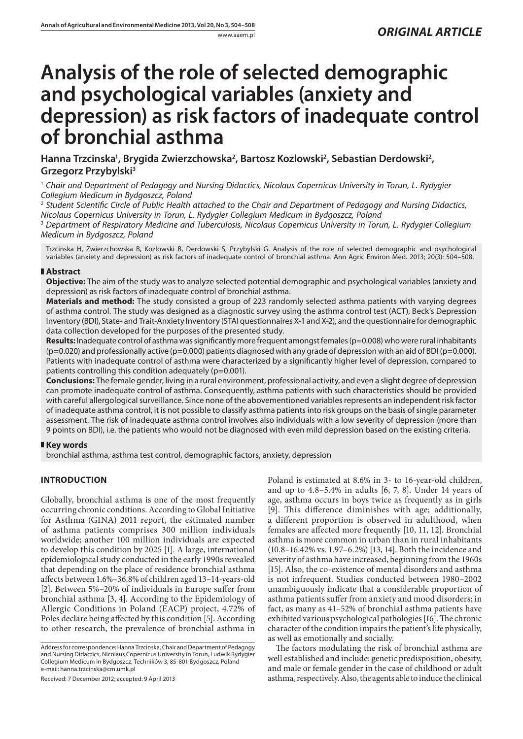*ORIGINAL ARTICLE*

# Analysis of the role of selected demographic and psychological variables (anxiety and depression) as risk factors of inadequate control of bronchial asthma

**Hanna Trzcinska[1], Brygida Zwierzchowska[2], Bartosz Kozlowski[2], Sebastian Derdowski[2], Grzegorz Przybylski[3]**

[1] *Chair and Department of Pedagogy and Nursing Didactics, Nicolaus Copernicus University in Torun, L. Rydygier Collegium Medicum in Bydgoszcz, Poland*

[2] *Student Scientific Circle of Public Health attached to the Chair and Department of Pedagogy and Nursing Didactics, Nicolaus Copernicus University in Torun, L. Rydygier Collegium Medicum in Bydgoszcz, Poland*

[3] *Department of Respiratory Medicine and Tuberculosis, Nicolaus Copernicus University in Torun, L. Rydygier Collegium Medicum in Bydgoszcz, Poland*

Trzcinska H, Zwierzchowska B, Kozlowski B, Derdowski S, Przybylski G. Analysis of the role of selected demographic and psychological variables (anxiety and depression) as risk factors of inadequate control of bronchial asthma. Ann Agric Environ Med. 2013; 20(3): 504–508.

## Abstract

**Objective:** The aim of the study was to analyze selected potential demographic and psychological variables (anxiety and depression) as risk factors of inadequate control of bronchial asthma.

**Materials and method:** The study consisted a group of 223 randomly selected asthma patients with varying degrees of asthma control. The study was designed as a diagnostic survey using the asthma control test (ACT), Beck's Depression Inventory (BDI), State- and Trait-Anxiety Inventory (STAI questionnaires X-1 and X-2), and the questionnaire for demographic data collection developed for the purposes of the presented study.

**Results:** Inadequate control of asthma was significantly more frequent amongst females ($p=0.008$) who were rural inhabitants ($p=0.020$) and professionally active ($p=0.000$) patients diagnosed with any grade of depression with an aid of BDI ($p=0.000$). Patients with inadequate control of asthma were characterized by a significantly higher level of depression, compared to patients controlling this condition adequately ($p=0.001$).

**Conclusions:** The female gender, living in a rural environment, professional activity, and even a slight degree of depression can promote inadequate control of asthma. Consequently, asthma patients with such characteristics should be provided with careful allergological surveillance. Since none of the abovementioned variables represents an independent risk factor of inadequate asthma control, it is not possible to classify asthma patients into risk groups on the basis of single parameter assessment. The risk of inadequate asthma control involves also individuals with a low severity of depression (more than 9 points on BDI), i.e. the patients who would not be diagnosed with even mild depression based on the existing criteria.

## Key words

bronchial asthma, asthma test control, demographic factors, anxiety, depression

## INTRODUCTION

Globally, bronchial asthma is one of the most frequently occurring chronic conditions. According to Global Initiative for Asthma (GINA) 2011 report, the estimated number of asthma patients comprises 300 million individuals worldwide; another 100 million individuals are expected to develop this condition by 2025 [1]. A large, international epidemiological study conducted in the early 1990s revealed that depending on the place of residence bronchial asthma affects between 1.6%–36.8% of children aged 13–14-years-old [2]. Between 5%–20% of individuals in Europe suffer from bronchial asthma [3, 4]. According to the Epidemiology of Allergic Conditions in Poland (EACP) project, 4.72% of Poles declare being affected by this condition [5]. According to other research, the prevalence of bronchial asthma in Poland is estimated at 8.6% in 3- to 16-year-old children, and up to 4.8–5.4% in adults [6, 7, 8]. Under 14 years of age, asthma occurs in boys twice as frequently as in girls [9]. This difference diminishes with age; additionally, a different proportion is observed in adulthood, when females are affected more frequently [10, 11, 12]. Bronchial asthma is more common in urban than in rural inhabitants (10.8–16.42% vs. 1.97–6.2%) [13, 14]. Both the incidence and severity of asthma have increased, beginning from the 1960s [15]. Also, the co-existence of mental disorders and asthma is not infrequent. Studies conducted between 1980–2002 unambiguously indicate that a considerable proportion of asthma patients suffer from anxiety and mood disorders; in fact, as many as 41–52% of bronchial asthma patients have exhibited various psychological pathologies [16]. The chronic character of the condition impairs the patient's life physically, as well as emotionally and socially.

The factors modulating the risk of bronchial asthma are well established and include: genetic predisposition, obesity, and male or female gender in the case of childhood or adult asthma, respectively. Also, the agents able to induce the clinical

Address for correspondence: Hanna Trzcinska, Chair and Department of Pedagogy and Nursing Didactics, Nicolaus Copernicus University in Torun, Ludwik Rydygier Collegium Medicum in Bydgoszcz, Techników 3, 85-801 Bydgoszcz, Poland
e-mail: hanna.trzcinska@cm.umk.pl

Received: 7 December 2012; accepted: 9 April 2013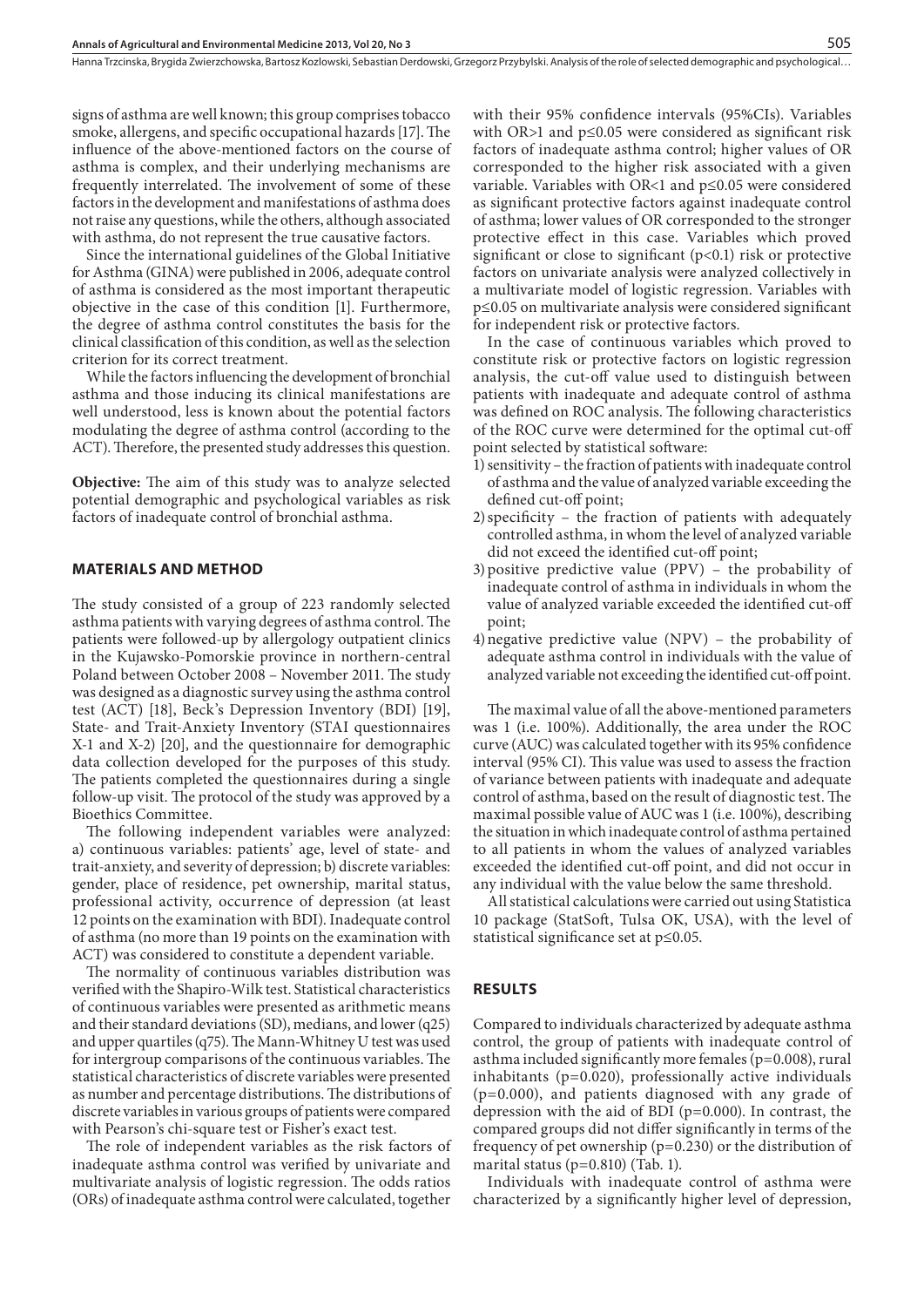signs of asthma are well known; this group comprises tobacco smoke, allergens, and specific occupational hazards [17]. The influence of the above-mentioned factors on the course of asthma is complex, and their underlying mechanisms are frequently interrelated. The involvement of some of these factors in the development and manifestations of asthma does not raise any questions, while the others, although associated with asthma, do not represent the true causative factors.

Since the international guidelines of the Global Initiative for Asthma (GINA) were published in 2006, adequate control of asthma is considered as the most important therapeutic objective in the case of this condition [1]. Furthermore, the degree of asthma control constitutes the basis for the clinical classification of this condition, as well as the selection criterion for its correct treatment.

While the factors influencing the development of bronchial asthma and those inducing its clinical manifestations are well understood, less is known about the potential factors modulating the degree of asthma control (according to the ACT). Therefore, the presented study addresses this question.

**Objective:** The aim of this study was to analyze selected potential demographic and psychological variables as risk factors of inadequate control of bronchial asthma.

## MATERIALS AND METHOD

The study consisted of a group of 223 randomly selected asthma patients with varying degrees of asthma control. The patients were followed-up by allergology outpatient clinics in the Kujawsko-Pomorskie province in northern-central Poland between October 2008 – November 2011. The study was designed as a diagnostic survey using the asthma control test (ACT) [18], Beck's Depression Inventory (BDI) [19], State- and Trait-Anxiety Inventory (STAI questionnaires X-1 and X-2) [20], and the questionnaire for demographic data collection developed for the purposes of this study. The patients completed the questionnaires during a single follow-up visit. The protocol of the study was approved by a Bioethics Committee.

The following independent variables were analyzed: a) continuous variables: patients' age, level of state- and trait-anxiety, and severity of depression; b) discrete variables: gender, place of residence, pet ownership, marital status, professional activity, occurrence of depression (at least 12 points on the examination with BDI). Inadequate control of asthma (no more than 19 points on the examination with ACT) was considered to constitute a dependent variable.

The normality of continuous variables distribution was verified with the Shapiro-Wilk test. Statistical characteristics of continuous variables were presented as arithmetic means and their standard deviations (SD), medians, and lower (q25) and upper quartiles (q75). The Mann-Whitney U test was used for intergroup comparisons of the continuous variables. The statistical characteristics of discrete variables were presented as number and percentage distributions. The distributions of discrete variables in various groups of patients were compared with Pearson's chi-square test or Fisher's exact test.

The role of independent variables as the risk factors of inadequate asthma control was verified by univariate and multivariate analysis of logistic regression. The odds ratios (ORs) of inadequate asthma control were calculated, together with their 95% confidence intervals (95%CIs). Variables with OR>1 and $p \leq 0.05$ were considered as significant risk factors of inadequate asthma control; higher values of OR corresponded to the higher risk associated with a given variable. Variables with OR<1 and $p \leq 0.05$ were considered as significant protective factors against inadequate control of asthma; lower values of OR corresponded to the stronger protective effect in this case. Variables which proved significant or close to significant ($p < 0.1$) risk or protective factors on univariate analysis were analyzed collectively in a multivariate model of logistic regression. Variables with $p \leq 0.05$ on multivariate analysis were considered significant for independent risk or protective factors.

In the case of continuous variables which proved to constitute risk or protective factors on logistic regression analysis, the cut-off value used to distinguish between patients with inadequate and adequate control of asthma was defined on ROC analysis. The following characteristics of the ROC curve were determined for the optimal cut-off point selected by statistical software:

1) sensitivity – the fraction of patients with inadequate control of asthma and the value of analyzed variable exceeding the defined cut-off point;
2) specificity – the fraction of patients with adequately controlled asthma, in whom the level of analyzed variable did not exceed the identified cut-off point;
3) positive predictive value (PPV) – the probability of inadequate control of asthma in individuals in whom the value of analyzed variable exceeded the identified cut-off point;
4) negative predictive value (NPV) – the probability of adequate asthma control in individuals with the value of analyzed variable not exceeding the identified cut-off point.

The maximal value of all the above-mentioned parameters was 1 (i.e. 100%). Additionally, the area under the ROC curve (AUC) was calculated together with its 95% confidence interval (95% CI). This value was used to assess the fraction of variance between patients with inadequate and adequate control of asthma, based on the result of diagnostic test. The maximal possible value of AUC was 1 (i.e. 100%), describing the situation in which inadequate control of asthma pertained to all patients in whom the values of analyzed variables exceeded the identified cut-off point, and did not occur in any individual with the value below the same threshold.

All statistical calculations were carried out using Statistica 10 package (StatSoft, Tulsa OK, USA), with the level of statistical significance set at $p \leq 0.05$.

## RESULTS

Compared to individuals characterized by adequate asthma control, the group of patients with inadequate control of asthma included significantly more females ($p=0.008$), rural inhabitants ($p=0.020$), professionally active individuals ($p=0.000$), and patients diagnosed with any grade of depression with the aid of BDI ($p=0.000$). In contrast, the compared groups did not differ significantly in terms of the frequency of pet ownership ($p=0.230$) or the distribution of marital status ($p=0.810$) (Tab. 1).

Individuals with inadequate control of asthma were characterized by a significantly higher level of depression,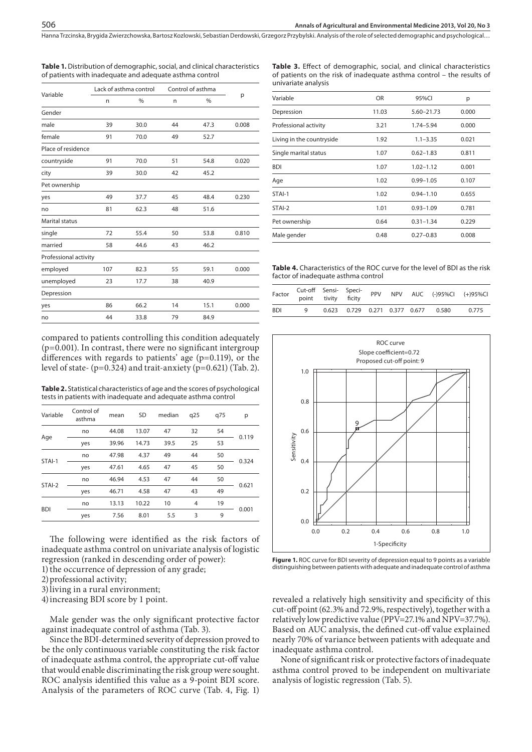**Table 1.** Distribution of demographic, social, and clinical characteristics of patients with inadequate and adequate asthma control

| Variable | Lack of asthma control | | Control of asthma | | p |
|---|---|---|---|---|---|
| | n | % | n | % | |
| Gender | | | | | |
| male | 39 | 30.0 | 44 | 47.3 | 0.008 |
| female | 91 | 70.0 | 49 | 52.7 | |
| Place of residence | | | | | |
| countryside | 91 | 70.0 | 51 | 54.8 | 0.020 |
| city | 39 | 30.0 | 42 | 45.2 | |
| Pet ownership | | | | | |
| yes | 49 | 37.7 | 45 | 48.4 | 0.230 |
| no | 81 | 62.3 | 48 | 51.6 | |
| Marital status | | | | | |
| single | 72 | 55.4 | 50 | 53.8 | 0.810 |
| married | 58 | 44.6 | 43 | 46.2 | |
| Professional activity | | | | | |
| employed | 107 | 82.3 | 55 | 59.1 | 0.000 |
| unemployed | 23 | 17.7 | 38 | 40.9 | |
| Depression | | | | | |
| yes | 86 | 66.2 | 14 | 15.1 | 0.000 |
| no | 44 | 33.8 | 79 | 84.9 | |

compared to patients controlling this condition adequately (p=0.001). In contrast, there were no significant intergroup differences with regards to patients' age (p=0.119), or the level of state- (p=0.324) and trait-anxiety (p=0.621) (Tab. 2).

**Table 2.** Statistical characteristics of age and the scores of psychological tests in patients with inadequate and adequate asthma control

| Variable | Control of asthma | mean | SD | median | q25 | q75 | p |
|---|---|---|---|---|---|---|---|
| Age | no | 44.08 | 13.07 | 47 | 32 | 54 | 0.119 |
| | yes | 39.96 | 14.73 | 39.5 | 25 | 53 | |
| STAI-1 | no | 47.98 | 4.37 | 49 | 44 | 50 | 0.324 |
| | yes | 47.61 | 4.65 | 47 | 45 | 50 | |
| STAI-2 | no | 46.94 | 4.53 | 47 | 44 | 50 | 0.621 |
| | yes | 46.71 | 4.58 | 47 | 43 | 49 | |
| BDI | no | 13.13 | 10.22 | 10 | 4 | 19 | 0.001 |
| | yes | 7.56 | 8.01 | 5.5 | 3 | 9 | |

The following were identified as the risk factors of inadequate asthma control on univariate analysis of logistic regression (ranked in descending order of power):

1) the occurrence of depression of any grade;
2) professional activity;
3) living in a rural environment;
4) increasing BDI score by 1 point.

Male gender was the only significant protective factor against inadequate control of asthma (Tab. 3).

Since the BDI-determined severity of depression proved to be the only continuous variable constituting the risk factor of inadequate asthma control, the appropriate cut-off value that would enable discriminating the risk group were sought. ROC analysis identified this value as a 9-point BDI score. Analysis of the parameters of ROC curve (Tab. 4, Fig. 1) revealed a relatively high sensitivity and specificity of this cut-off point (62.3% and 72.9%, respectively), together with a relatively low predictive value (PPV=27.1% and NPV=37.7%). Based on AUC analysis, the defined cut-off value explained nearly 70% of variance between patients with adequate and inadequate asthma control.

None of significant risk or protective factors of inadequate asthma control proved to be independent on multivariate analysis of logistic regression (Tab. 5).

**Table 3.** Effect of demographic, social, and clinical characteristics of patients on the risk of inadequate asthma control – the results of univariate analysis

| Variable | OR | 95%CI | p |
|---|---|---|---|
| Depression | 11.03 | 5.60–21.73 | 0.000 |
| Professional activity | 3.21 | 1.74–5.94 | 0.000 |
| Living in the countryside | 1.92 | 1.1–3.35 | 0.021 |
| Single marital status | 1.07 | 0.62–1.83 | 0.811 |
| BDI | 1.07 | 1.02–1.12 | 0.001 |
| Age | 1.02 | 0.99–1.05 | 0.107 |
| STAI-1 | 1.02 | 0.94–1.10 | 0.655 |
| STAI-2 | 1.01 | 0.93–1.09 | 0.781 |
| Pet ownership | 0.64 | 0.31–1.34 | 0.229 |
| Male gender | 0.48 | 0.27–0.83 | 0.008 |

**Table 4.** Characteristics of the ROC curve for the level of BDI as the risk factor of inadequate asthma control

| Factor | Cut-off point | Sensitivity | Specificity | PPV | NPV | AUC | (-)95%CI | (+)95%CI |
|---|---|---|---|---|---|---|---|---|
| BDI | 9 | 0.623 | 0.729 | 0.271 | 0.377 | 0.677 | 0.580 | 0.775 |

**Figure 1.** ROC curve for BDI severity of depression equal to 9 points as a variable distinguishing between patients with adequate and inadequate control of asthma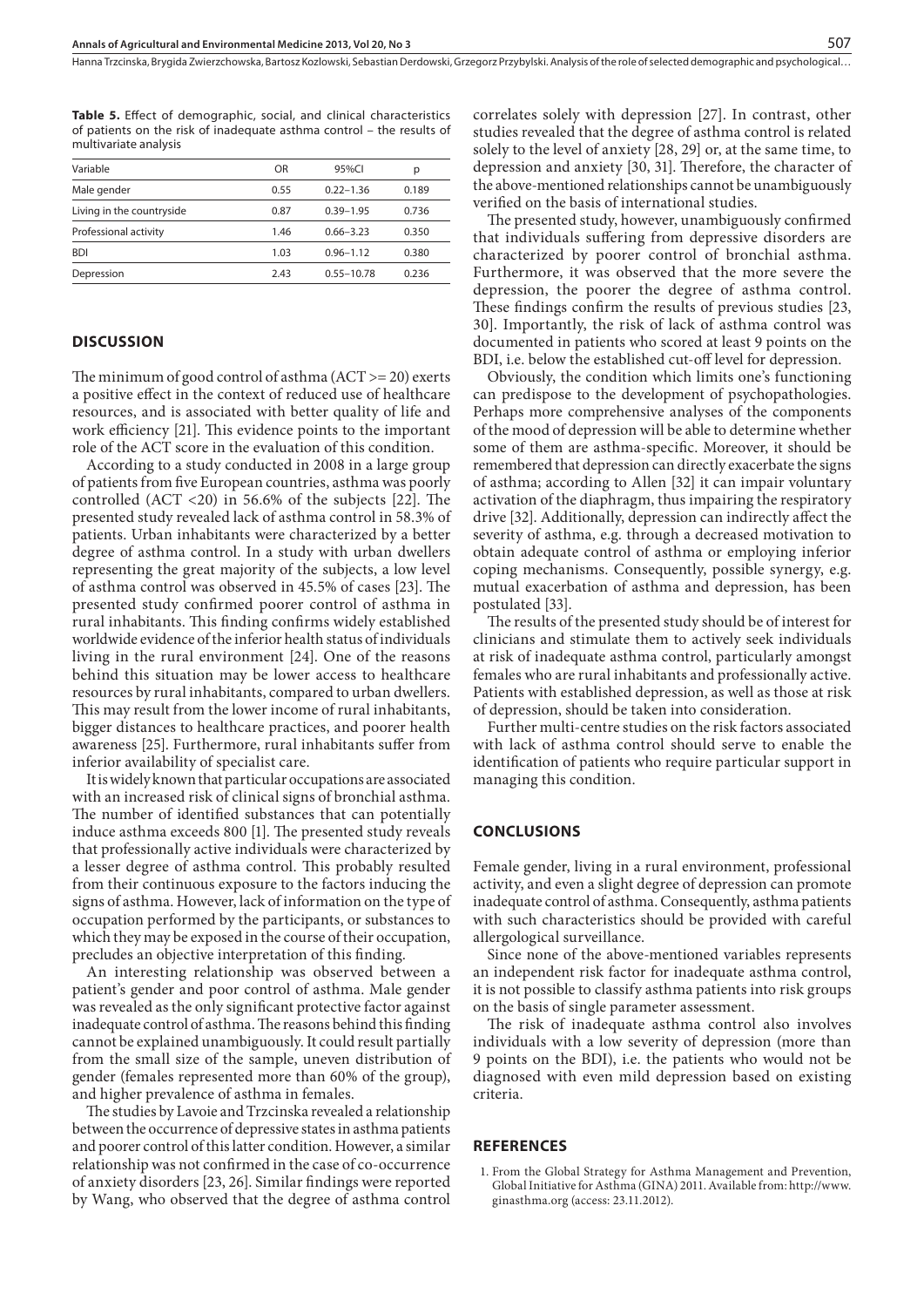**Table 5.** Effect of demographic, social, and clinical characteristics of patients on the risk of inadequate asthma control – the results of multivariate analysis

| Variable | OR | 95%CI | p |
|---|---|---|---|
| Male gender | 0.55 | 0.22–1.36 | 0.189 |
| Living in the countryside | 0.87 | 0.39–1.95 | 0.736 |
| Professional activity | 1.46 | 0.66–3.23 | 0.350 |
| BDI | 1.03 | 0.96–1.12 | 0.380 |
| Depression | 2.43 | 0.55–10.78 | 0.236 |

## DISCUSSION

The minimum of good control of asthma (ACT >= 20) exerts a positive effect in the context of reduced use of healthcare resources, and is associated with better quality of life and work efficiency [21]. This evidence points to the important role of the ACT score in the evaluation of this condition.

According to a study conducted in 2008 in a large group of patients from five European countries, asthma was poorly controlled (ACT <20) in 56.6% of the subjects [22]. The presented study revealed lack of asthma control in 58.3% of patients. Urban inhabitants were characterized by a better degree of asthma control. In a study with urban dwellers representing the great majority of the subjects, a low level of asthma control was observed in 45.5% of cases [23]. The presented study confirmed poorer control of asthma in rural inhabitants. This finding confirms widely established worldwide evidence of the inferior health status of individuals living in the rural environment [24]. One of the reasons behind this situation may be lower access to healthcare resources by rural inhabitants, compared to urban dwellers. This may result from the lower income of rural inhabitants, bigger distances to healthcare practices, and poorer health awareness [25]. Furthermore, rural inhabitants suffer from inferior availability of specialist care.

It is widely known that particular occupations are associated with an increased risk of clinical signs of bronchial asthma. The number of identified substances that can potentially induce asthma exceeds 800 [1]. The presented study reveals that professionally active individuals were characterized by a lesser degree of asthma control. This probably resulted from their continuous exposure to the factors inducing the signs of asthma. However, lack of information on the type of occupation performed by the participants, or substances to which they may be exposed in the course of their occupation, precludes an objective interpretation of this finding.

An interesting relationship was observed between a patient's gender and poor control of asthma. Male gender was revealed as the only significant protective factor against inadequate control of asthma. The reasons behind this finding cannot be explained unambiguously. It could result partially from the small size of the sample, uneven distribution of gender (females represented more than 60% of the group), and higher prevalence of asthma in females.

The studies by Lavoie and Trzcinska revealed a relationship between the occurrence of depressive states in asthma patients and poorer control of this latter condition. However, a similar relationship was not confirmed in the case of co-occurrence of anxiety disorders [23, 26]. Similar findings were reported by Wang, who observed that the degree of asthma control correlates solely with depression [27]. In contrast, other studies revealed that the degree of asthma control is related solely to the level of anxiety [28, 29] or, at the same time, to depression and anxiety [30, 31]. Therefore, the character of the above-mentioned relationships cannot be unambiguously verified on the basis of international studies.

The presented study, however, unambiguously confirmed that individuals suffering from depressive disorders are characterized by poorer control of bronchial asthma. Furthermore, it was observed that the more severe the depression, the poorer the degree of asthma control. These findings confirm the results of previous studies [23, 30]. Importantly, the risk of lack of asthma control was documented in patients who scored at least 9 points on the BDI, i.e. below the established cut-off level for depression.

Obviously, the condition which limits one's functioning can predispose to the development of psychopathologies. Perhaps more comprehensive analyses of the components of the mood of depression will be able to determine whether some of them are asthma-specific. Moreover, it should be remembered that depression can directly exacerbate the signs of asthma; according to Allen [32] it can impair voluntary activation of the diaphragm, thus impairing the respiratory drive [32]. Additionally, depression can indirectly affect the severity of asthma, e.g. through a decreased motivation to obtain adequate control of asthma or employing inferior coping mechanisms. Consequently, possible synergy, e.g. mutual exacerbation of asthma and depression, has been postulated [33].

The results of the presented study should be of interest for clinicians and stimulate them to actively seek individuals at risk of inadequate asthma control, particularly amongst females who are rural inhabitants and professionally active. Patients with established depression, as well as those at risk of depression, should be taken into consideration.

Further multi-centre studies on the risk factors associated with lack of asthma control should serve to enable the identification of patients who require particular support in managing this condition.

## CONCLUSIONS

Female gender, living in a rural environment, professional activity, and even a slight degree of depression can promote inadequate control of asthma. Consequently, asthma patients with such characteristics should be provided with careful allergological surveillance.

Since none of the above-mentioned variables represents an independent risk factor for inadequate asthma control, it is not possible to classify asthma patients into risk groups on the basis of single parameter assessment.

The risk of inadequate asthma control also involves individuals with a low severity of depression (more than 9 points on the BDI), i.e. the patients who would not be diagnosed with even mild depression based on existing criteria.

## REFERENCES

1. From the Global Strategy for Asthma Management and Prevention, Global Initiative for Asthma (GINA) 2011. Available from: http://www.ginasthma.org (access: 23.11.2012).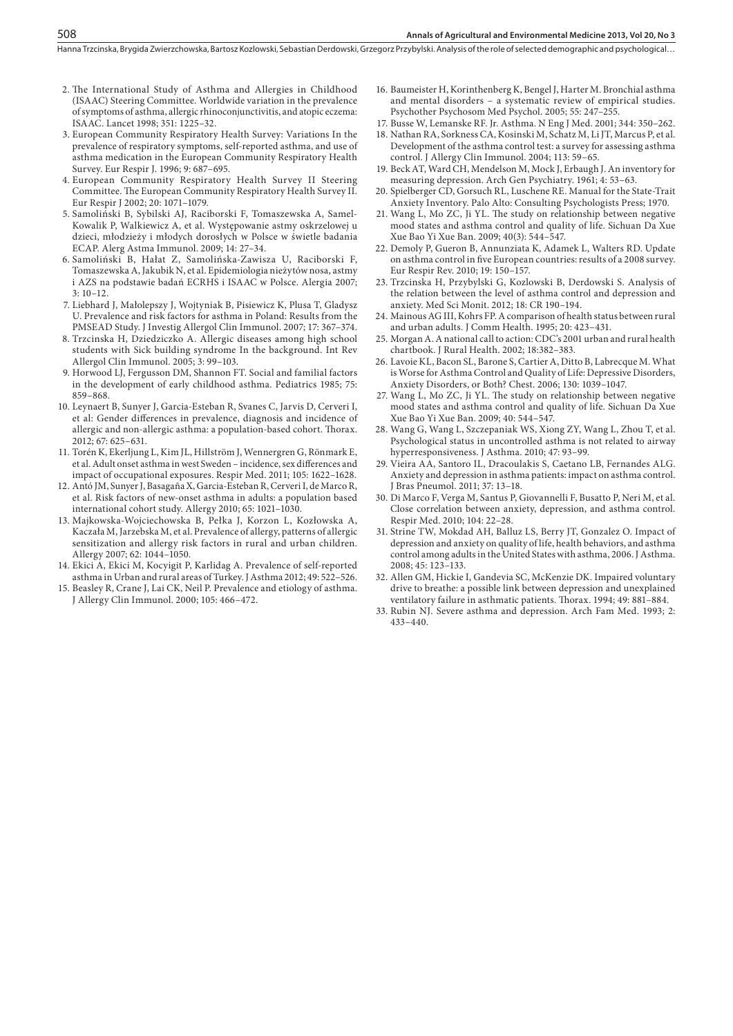2. The International Study of Asthma and Allergies in Childhood (ISAAC) Steering Committee. Worldwide variation in the prevalence of symptoms of asthma, allergic rhinoconjunctivitis, and atopic eczema: ISAAC. Lancet 1998; 351: 1225–32.
3. European Community Respiratory Health Survey: Variations In the prevalence of respiratory symptoms, self-reported asthma, and use of asthma medication in the European Community Respiratory Health Survey. Eur Respir J. 1996; 9: 687–695.
4. European Community Respiratory Health Survey II Steering Committee. The European Community Respiratory Health Survey II. Eur Respir J 2002; 20: 1071–1079.
5. Samoliński B, Sybilski AJ, Raciborski F, Tomaszewska A, Samel-Kowalik P, Walkiewicz A, et al. Występowanie astmy oskrzelowej u dzieci, młodzieży i młodych dorosłych w Polsce w świetle badania ECAP. Alerg Astma Immunol. 2009; 14: 27–34.
6. Samoliński B, Hałat Z, Samolińska-Zawisza U, Raciborski F, Tomaszewska A, Jakubik N, et al. Epidemiologia nieżytów nosa, astmy i AZS na podstawie badań ECRHS i ISAAC w Polsce. Alergia 2007; 3: 10–12.
7. Liebhard J, Małolepszy J, Wojtyniak B, Pisiewicz K, Plusa T, Gladysz U. Prevalence and risk factors for asthma in Poland: Results from the PMSEAD Study. J Investig Allergol Clin Immunol. 2007; 17: 367–374.
8. Trzcinska H, Dziedziczko A. Allergic diseases among high school students with Sick building syndrome In the background. Int Rev Allergol Clin Immunol. 2005; 3: 99–103.
9. Horwood LJ, Fergusson DM, Shannon FT. Social and familial factors in the development of early childhood asthma. Pediatrics 1985; 75: 859–868.
10. Leynaert B, Sunyer J, Garcia-Esteban R, Svanes C, Jarvis D, Cerveri I, et al: Gender differences in prevalence, diagnosis and incidence of allergic and non-allergic asthma: a population-based cohort. Thorax. 2012; 67: 625–631.
11. Torén K, Ekerljung L, Kim JL, Hillström J, Wennergren G, Rönmark E, et al. Adult onset asthma in west Sweden – incidence, sex differences and impact of occupational exposures. Respir Med. 2011; 105: 1622–1628.
12. Antó JM, Sunyer J, Basagaña X, Garcia-Esteban R, Cerveri I, de Marco R, et al. Risk factors of new-onset asthma in adults: a population based international cohort study. Allergy 2010; 65: 1021–1030.
13. Majkowska-Wojciechowska B, Pełka J, Korzon L, Kozłowska A, Kaczała M, Jarzebska M, et al. Prevalence of allergy, patterns of allergic sensitization and allergy risk factors in rural and urban children. Allergy 2007; 62: 1044–1050.
14. Ekici A, Ekici M, Kocyigit P, Karlidag A. Prevalence of self-reported asthma in Urban and rural areas of Turkey. J Asthma 2012; 49: 522–526.
15. Beasley R, Crane J, Lai CK, Neil P. Prevalence and etiology of asthma. J Allergy Clin Immunol. 2000; 105: 466–472.
16. Baumeister H, Korinthenberg K, Bengel J, Harter M. Bronchial asthma and mental disorders – a systematic review of empirical studies. Psychother Psychosom Med Psychol. 2005; 55: 247–255.
17. Busse W, Lemanske RF. Jr. Asthma. N Eng J Med. 2001; 344: 350–262.
18. Nathan RA, Sorkness CA, Kosinski M, Schatz M, Li JT, Marcus P, et al. Development of the asthma control test: a survey for assessing asthma control. J Allergy Clin Immunol. 2004; 113: 59–65.
19. Beck AT, Ward CH, Mendelson M, Mock J, Erbaugh J. An inventory for measuring depression. Arch Gen Psychiatry. 1961; 4: 53–63.
20. Spielberger CD, Gorsuch RL, Luschene RE. Manual for the State-Trait Anxiety Inventory. Palo Alto: Consulting Psychologists Press; 1970.
21. Wang L, Mo ZC, Ji YL. The study on relationship between negative mood states and asthma control and quality of life. Sichuan Da Xue Xue Bao Yi Xue Ban. 2009; 40(3): 544–547.
22. Demoly P, Gueron B, Annunziata K, Adamek L, Walters RD. Update on asthma control in five European countries: results of a 2008 survey. Eur Respir Rev. 2010; 19: 150–157.
23. Trzcinska H, Przybylski G, Kozlowski B, Derdowski S. Analysis of the relation between the level of asthma control and depression and anxiety. Med Sci Monit. 2012; 18: CR 190–194.
24. Mainous AG III, Kohrs FP. A comparison of health status between rural and urban adults. J Comm Health. 1995; 20: 423–431.
25. Morgan A. A national call to action: CDC's 2001 urban and rural health chartbook. J Rural Health. 2002; 18:382–383.
26. Lavoie KL, Bacon SL, Barone S, Cartier A, Ditto B, Labrecque M. What is Worse for Asthma Control and Quality of Life: Depressive Disorders, Anxiety Disorders, or Both? Chest. 2006; 130: 1039–1047.
27. Wang L, Mo ZC, Ji YL. The study on relationship between negative mood states and asthma control and quality of life. Sichuan Da Xue Xue Bao Yi Xue Ban. 2009; 40: 544–547.
28. Wang G, Wang L, Szczepaniak WS, Xiong ZY, Wang L, Zhou T, et al. Psychological status in uncontrolled asthma is not related to airway hyperresponsiveness. J Asthma. 2010; 47: 93–99.
29. Vieira AA, Santoro IL, Dracoulakis S, Caetano LB, Fernandes ALG. Anxiety and depression in asthma patients: impact on asthma control. J Bras Pneumol. 2011; 37: 13–18.
30. Di Marco F, Verga M, Santus P, Giovannelli F, Busatto P, Neri M, et al. Close correlation between anxiety, depression, and asthma control. Respir Med. 2010; 104: 22–28.
31. Strine TW, Mokdad AH, Balluz LS, Berry JT, Gonzalez O. Impact of depression and anxiety on quality of life, health behaviors, and asthma control among adults in the United States with asthma, 2006. J Asthma. 2008; 45: 123–133.
32. Allen GM, Hickie I, Gandevia SC, McKenzie DK. Impaired voluntary drive to breathe: a possible link between depression and unexplained ventilatory failure in asthmatic patients. Thorax. 1994; 49: 881–884.
33. Rubin NJ. Severe asthma and depression. Arch Fam Med. 1993; 2: 433–440.